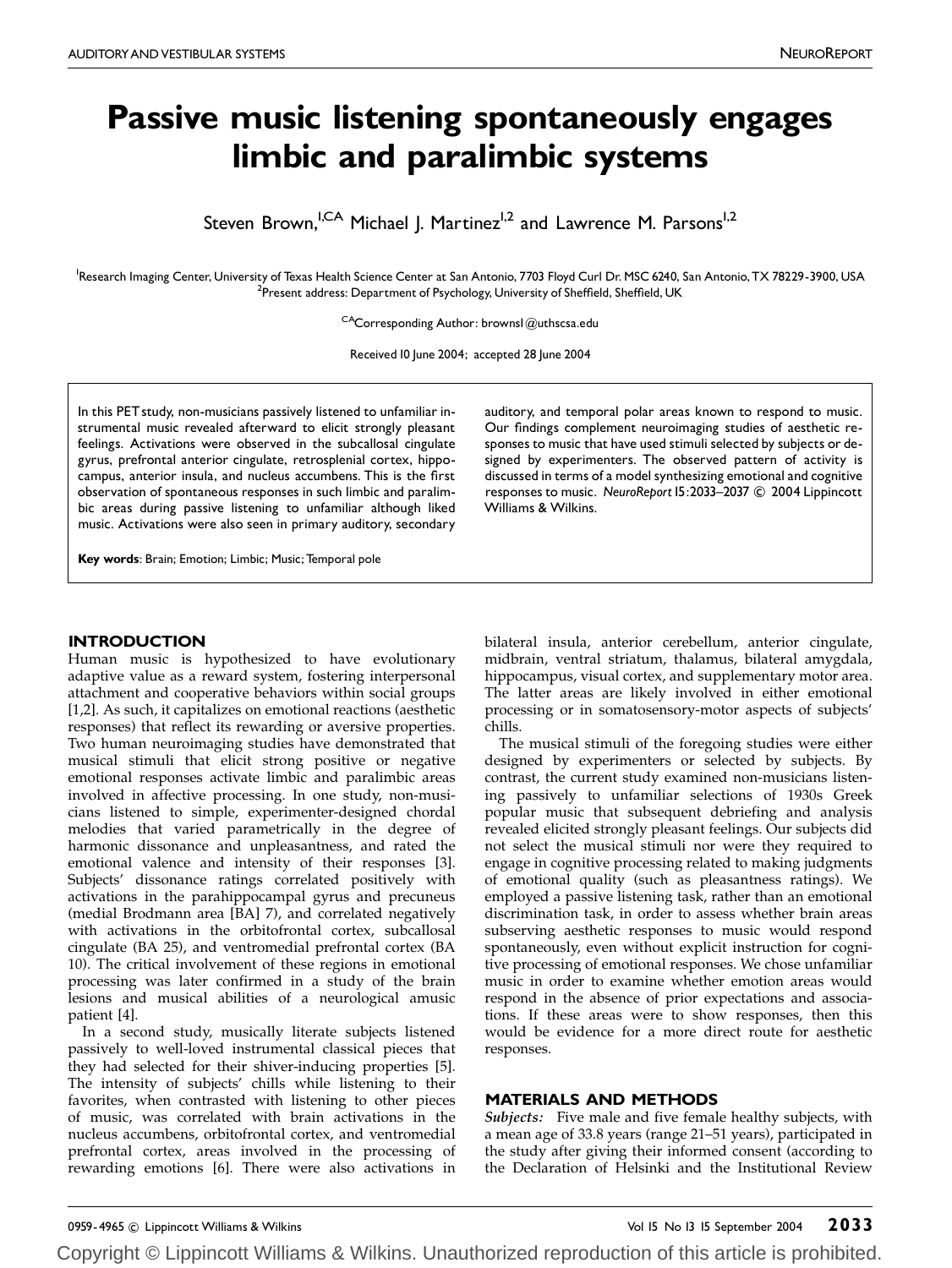# Passive music listening spontaneously engages limbic and paralimbic systems

Steven Brown,[1,CA] Michael J. Martinez[1,2] and Lawrence M. Parsons[1,2]

[1]Research Imaging Center, University of Texas Health Science Center at San Antonio, 7703 Floyd Curl Dr. MSC 6240, San Antonio, TX 78229-3900, USA
[2]Present address: Department of Psychology, University of Sheffield, Sheffield, UK

[CA]Corresponding Author: brownsl@uthscsa.edu

Received 10 June 2004; accepted 28 June 2004

In this PET study, non-musicians passively listened to unfamiliar instrumental music revealed afterward to elicit strongly pleasant feelings. Activations were observed in the subcallosal cingulate gyrus, prefrontal anterior cingulate, retrosplenial cortex, hippocampus, anterior insula, and nucleus accumbens. This is the first observation of spontaneous responses in such limbic and paralimbic areas during passive listening to unfamiliar although liked music. Activations were also seen in primary auditory, secondary auditory, and temporal polar areas known to respond to music. Our findings complement neuroimaging studies of aesthetic responses to music that have used stimuli selected by subjects or designed by experimenters. The observed pattern of activity is discussed in terms of a model synthesizing emotional and cognitive responses to music. *NeuroReport* 15:2033–2037 © 2004 Lippincott Williams & Wilkins.

**Key words**: Brain; Emotion; Limbic; Music; Temporal pole

## INTRODUCTION

Human music is hypothesized to have evolutionary adaptive value as a reward system, fostering interpersonal attachment and cooperative behaviors within social groups [1,2]. As such, it capitalizes on emotional reactions (aesthetic responses) that reflect its rewarding or aversive properties. Two human neuroimaging studies have demonstrated that musical stimuli that elicit strong positive or negative emotional responses activate limbic and paralimbic areas involved in affective processing. In one study, non-musicians listened to simple, experimenter-designed chordal melodies that varied parametrically in the degree of harmonic dissonance and unpleasantness, and rated the emotional valence and intensity of their responses [3]. Subjects' dissonance ratings correlated positively with activations in the parahippocampal gyrus and precuneus (medial Brodmann area [BA] 7), and correlated negatively with activations in the orbitofrontal cortex, subcallosal cingulate (BA 25), and ventromedial prefrontal cortex (BA 10). The critical involvement of these regions in emotional processing was later confirmed in a study of the brain lesions and musical abilities of a neurological amusic patient [4].

In a second study, musically literate subjects listened passively to well-loved instrumental classical pieces that they had selected for their shiver-inducing properties [5]. The intensity of subjects' chills while listening to their favorites, when contrasted with listening to other pieces of music, was correlated with brain activations in the nucleus accumbens, orbitofrontal cortex, and ventromedial prefrontal cortex, areas involved in the processing of rewarding emotions [6]. There were also activations in bilateral insula, anterior cerebellum, anterior cingulate, midbrain, ventral striatum, thalamus, bilateral amygdala, hippocampus, visual cortex, and supplementary motor area. The latter areas are likely involved in either emotional processing or in somatosensory-motor aspects of subjects' chills.

The musical stimuli of the foregoing studies were either designed by experimenters or selected by subjects. By contrast, the current study examined non-musicians listening passively to unfamiliar selections of 1930s Greek popular music that subsequent debriefing and analysis revealed elicited strongly pleasant feelings. Our subjects did not select the musical stimuli nor were they required to engage in cognitive processing related to making judgments of emotional quality (such as pleasantness ratings). We employed a passive listening task, rather than an emotional discrimination task, in order to assess whether brain areas subserving aesthetic responses to music would respond spontaneously, even without explicit instruction for cognitive processing of emotional responses. We chose unfamiliar music in order to examine whether emotion areas would respond in the absence of prior expectations and associations. If these areas were to show responses, then this would be evidence for a more direct route for aesthetic responses.

## MATERIALS AND METHODS

*Subjects:* Five male and five female healthy subjects, with a mean age of 33.8 years (range 21–51 years), participated in the study after giving their informed consent (according to the Declaration of Helsinki and the Institutional Review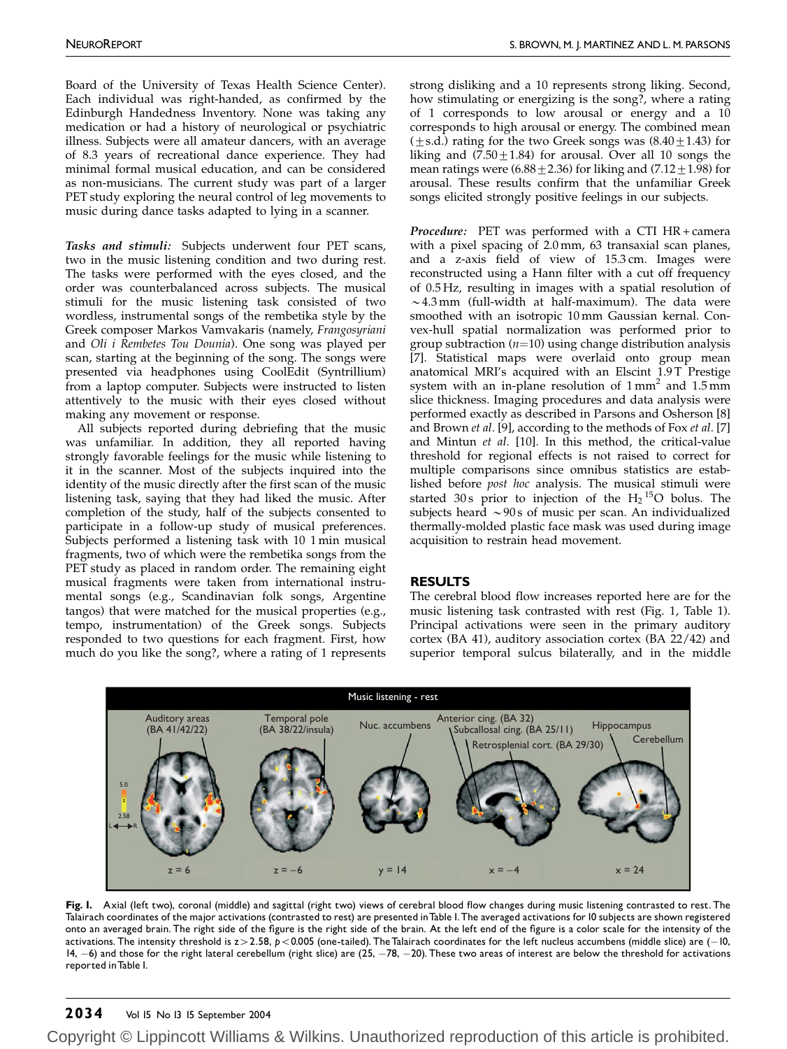Board of the University of Texas Health Science Center). Each individual was right-handed, as confirmed by the Edinburgh Handedness Inventory. None was taking any medication or had a history of neurological or psychiatric illness. Subjects were all amateur dancers, with an average of 8.3 years of recreational dance experience. They had minimal formal musical education, and can be considered as non-musicians. The current study was part of a larger PET study exploring the neural control of leg movements to music during dance tasks adapted to lying in a scanner.

***Tasks and stimuli:*** Subjects underwent four PET scans, two in the music listening condition and two during rest. The tasks were performed with the eyes closed, and the order was counterbalanced across subjects. The musical stimuli for the music listening task consisted of two wordless, instrumental songs of the rembetika style by the Greek composer Markos Vamvakaris (namely, *Frangosyriani* and *Oli i Rembetes Tou Dounia*). One song was played per scan, starting at the beginning of the song. The songs were presented via headphones using CoolEdit (Syntrillium) from a laptop computer. Subjects were instructed to listen attentively to the music with their eyes closed without making any movement or response.

All subjects reported during debriefing that the music was unfamiliar. In addition, they all reported having strongly favorable feelings for the music while listening to it in the scanner. Most of the subjects inquired into the identity of the music directly after the first scan of the music listening task, saying that they had liked the music. After completion of the study, half of the subjects consented to participate in a follow-up study of musical preferences. Subjects performed a listening task with 10 1 min musical fragments, two of which were the rembetika songs from the PET study as placed in random order. The remaining eight musical fragments were taken from international instrumental songs (e.g., Scandinavian folk songs, Argentine tangos) that were matched for the musical properties (e.g., tempo, instrumentation) of the Greek songs. Subjects responded to two questions for each fragment. First, how much do you like the song?, where a rating of 1 represents strong disliking and a 10 represents strong liking. Second, how stimulating or energizing is the song?, where a rating of 1 corresponds to low arousal or energy and a 10 corresponds to high arousal or energy. The combined mean ($\pm$s.d.) rating for the two Greek songs was ($8.40 \pm 1.43$) for liking and ($7.50 \pm 1.84$) for arousal. Over all 10 songs the mean ratings were ($6.88 \pm 2.36$) for liking and ($7.12 \pm 1.98$) for arousal. These results confirm that the unfamiliar Greek songs elicited strongly positive feelings in our subjects.

***Procedure:*** PET was performed with a CTI HR+camera with a pixel spacing of 2.0 mm, 63 transaxial scan planes, and a z-axis field of view of 15.3 cm. Images were reconstructed using a Hann filter with a cut off frequency of 0.5 Hz, resulting in images with a spatial resolution of ~4.3 mm (full-width at half-maximum). The data were smoothed with an isotropic 10 mm Gaussian kernal. Convex-hull spatial normalization was performed prior to group subtraction ($n$=10) using change distribution analysis [7]. Statistical maps were overlaid onto group mean anatomical MRI's acquired with an Elscint 1.9 T Prestige system with an in-plane resolution of 1 mm$^2$ and 1.5 mm slice thickness. Imaging procedures and data analysis were performed exactly as described in Parsons and Osherson [8] and Brown *et al.* [9], according to the methods of Fox *et al.* [7] and Mintun *et al.* [10]. In this method, the critical-value threshold for regional effects is not raised to correct for multiple comparisons since omnibus statistics are established before *post hoc* analysis. The musical stimuli were started 30 s prior to injection of the $H_2\,^{15}O$ bolus. The subjects heard ~90 s of music per scan. An individualized thermally-molded plastic face mask was used during image acquisition to restrain head movement.

## RESULTS

The cerebral blood flow increases reported here are for the music listening task contrasted with rest (Fig. 1, Table 1). Principal activations were seen in the primary auditory cortex (BA 41), auditory association cortex (BA 22/42) and superior temporal sulcus bilaterally, and in the middle

Music listening - rest

Auditory areas (BA 41/42/22)
Temporal pole (BA 38/22/insula)
Nuc. accumbens
Anterior cing. (BA 32)
Subcallosal cing. (BA 25/11)
Retrosplenial cort. (BA 29/30)
Hippocampus
Cerebellum

5.0
z
2.58
L R

z = 6
z = −6
y = 14
x = −4
x = 24

**Fig. 1.** Axial (left two), coronal (middle) and sagittal (right two) views of cerebral blood flow changes during music listening contrasted to rest. The Talairach coordinates of the major activations (contrasted to rest) are presented in Table 1. The averaged activations for 10 subjects are shown registered onto an averaged brain. The right side of the figure is the right side of the brain. At the left end of the figure is a color scale for the intensity of the activations. The intensity threshold is $z > 2.58$, $p < 0.005$ (one-tailed). The Talairach coordinates for the left nucleus accumbens (middle slice) are (−10, 14, −6) and those for the right lateral cerebellum (right slice) are (25, −78, −20). These two areas of interest are below the threshold for activations reported in Table 1.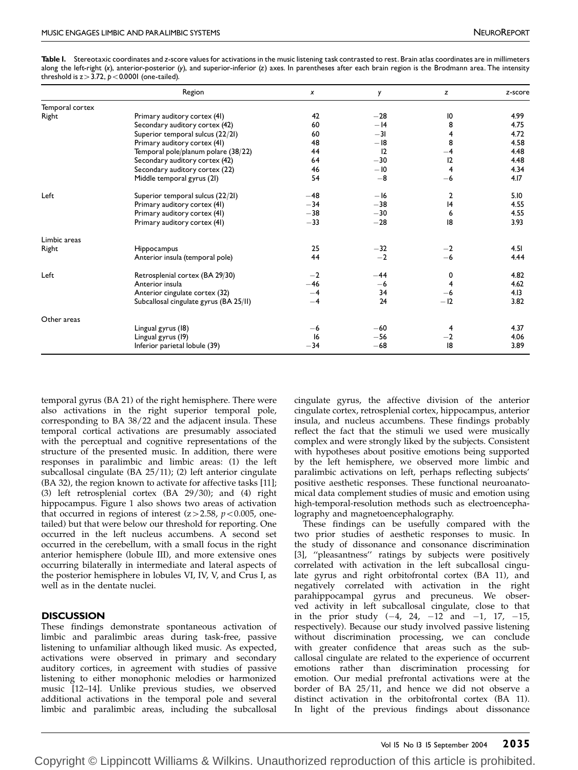**Table 1.** Stereotaxic coordinates and z-score values for activations in the music listening task contrasted to rest. Brain atlas coordinates are in millimeters along the left-right (*x*), anterior-posterior (*y*), and superior-inferior (*z*) axes. In parentheses after each brain region is the Brodmann area. The intensity threshold is $z > 3.72$, $p < 0.0001$ (one-tailed).

| | Region | *x* | *y* | *z* | *z*-score |
|---|---|---|---|---|---|
| Temporal cortex | | | | | |
| Right | Primary auditory cortex (41) | 42 | −28 | 10 | 4.99 |
| | Secondary auditory cortex (42) | 60 | −14 | 8 | 4.75 |
| | Superior temporal sulcus (22/21) | 60 | −31 | 4 | 4.72 |
| | Primary auditory cortex (41) | 48 | −18 | 8 | 4.58 |
| | Temporal pole/planum polare (38/22) | 44 | 12 | −4 | 4.48 |
| | Secondary auditory cortex (42) | 64 | −30 | 12 | 4.48 |
| | Secondary auditory cortex (22) | 46 | −10 | 4 | 4.34 |
| | Middle temporal gyrus (21) | 54 | −8 | −6 | 4.17 |
| Left | Superior temporal sulcus (22/21) | −48 | −16 | 2 | 5.10 |
| | Primary auditory cortex (41) | −34 | −38 | 14 | 4.55 |
| | Primary auditory cortex (41) | −38 | −30 | 6 | 4.55 |
| | Primary auditory cortex (41) | −33 | −28 | 18 | 3.93 |
| Limbic areas | | | | | |
| Right | Hippocampus | 25 | −32 | −2 | 4.51 |
| | Anterior insula (temporal pole) | 44 | −2 | −6 | 4.44 |
| Left | Retrosplenial cortex (BA 29/30) | −2 | −44 | 0 | 4.82 |
| | Anterior insula | −46 | −6 | 4 | 4.62 |
| | Anterior cingulate cortex (32) | −4 | 34 | −6 | 4.13 |
| | Subcallosal cingulate gyrus (BA 25/11) | −4 | 24 | −12 | 3.82 |
| Other areas | | | | | |
| | Lingual gyrus (18) | −6 | −60 | 4 | 4.37 |
| | Lingual gyrus (19) | 16 | −56 | −2 | 4.06 |
| | Inferior parietal lobule (39) | −34 | −68 | 18 | 3.89 |

temporal gyrus (BA 21) of the right hemisphere. There were also activations in the right superior temporal pole, corresponding to BA 38/22 and the adjacent insula. These temporal cortical activations are presumably associated with the perceptual and cognitive representations of the structure of the presented music. In addition, there were responses in paralimbic and limbic areas: (1) the left subcallosal cingulate (BA 25/11); (2) left anterior cingulate (BA 32), the region known to activate for affective tasks [11]; (3) left retrosplenial cortex (BA 29/30); and (4) right hippocampus. Figure 1 also shows two areas of activation that occurred in regions of interest ($z > 2.58$, $p < 0.005$, one-tailed) but that were below our threshold for reporting. One occurred in the left nucleus accumbens. A second set occurred in the cerebellum, with a small focus in the right anterior hemisphere (lobule III), and more extensive ones occurring bilaterally in intermediate and lateral aspects of the posterior hemisphere in lobules VI, IV, V, and Crus I, as well as in the dentate nuclei.

## DISCUSSION

These findings demonstrate spontaneous activation of limbic and paralimbic areas during task-free, passive listening to unfamiliar although liked music. As expected, activations were observed in primary and secondary auditory cortices, in agreement with studies of passive listening to either monophonic melodies or harmonized music [12–14]. Unlike previous studies, we observed additional activations in the temporal pole and several limbic and paralimbic areas, including the subcallosal cingulate gyrus, the affective division of the anterior cingulate cortex, retrosplenial cortex, hippocampus, anterior insula, and nucleus accumbens. These findings probably reflect the fact that the stimuli we used were musically complex and were strongly liked by the subjects. Consistent with hypotheses about positive emotions being supported by the left hemisphere, we observed more limbic and paralimbic activations on left, perhaps reflecting subjects' positive aesthetic responses. These functional neuroanatomical data complement studies of music and emotion using high-temporal-resolution methods such as electroencephalography and magnetoencephalography.

These findings can be usefully compared with the two prior studies of aesthetic responses to music. In the study of dissonance and consonance discrimination [3], ''pleasantness'' ratings by subjects were positively correlated with activation in the left subcallosal cingulate gyrus and right orbitofrontal cortex (BA 11), and negatively correlated with activation in the right parahippocampal gyrus and precuneus. We observed activity in left subcallosal cingulate, close to that in the prior study (−4, 24, −12 and −1, 17, −15, respectively). Because our study involved passive listening without discrimination processing, we can conclude with greater confidence that areas such as the subcallosal cingulate are related to the experience of occurrent emotions rather than discrimination processing for emotion. Our medial prefrontal activations were at the border of BA 25/11, and hence we did not observe a distinct activation in the orbitofrontal cortex (BA 11). In light of the previous findings about dissonance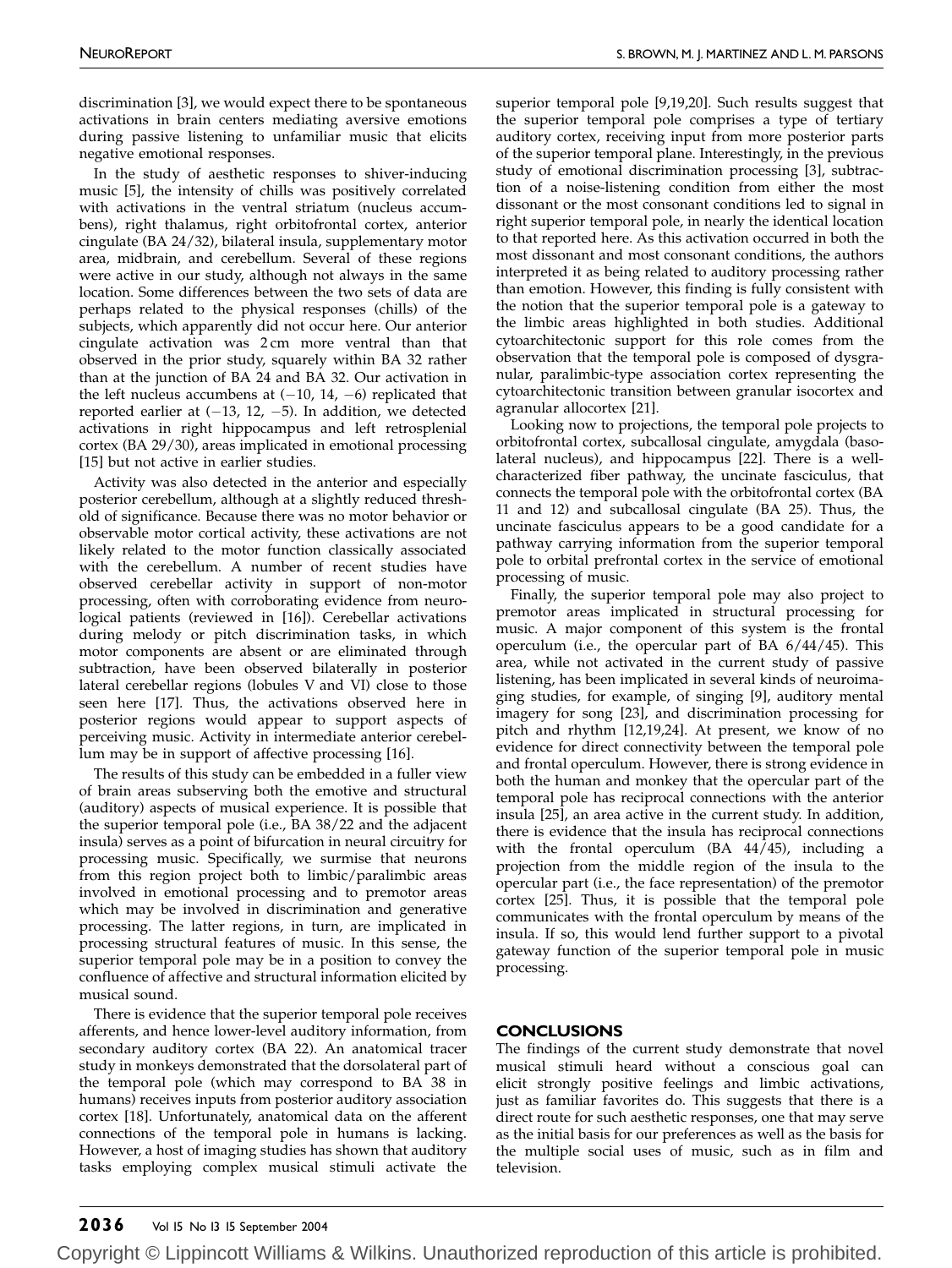discrimination [3], we would expect there to be spontaneous activations in brain centers mediating aversive emotions during passive listening to unfamiliar music that elicits negative emotional responses.

In the study of aesthetic responses to shiver-inducing music [5], the intensity of chills was positively correlated with activations in the ventral striatum (nucleus accumbens), right thalamus, right orbitofrontal cortex, anterior cingulate (BA 24/32), bilateral insula, supplementary motor area, midbrain, and cerebellum. Several of these regions were active in our study, although not always in the same location. Some differences between the two sets of data are perhaps related to the physical responses (chills) of the subjects, which apparently did not occur here. Our anterior cingulate activation was 2 cm more ventral than that observed in the prior study, squarely within BA 32 rather than at the junction of BA 24 and BA 32. Our activation in the left nucleus accumbens at (−10, 14, −6) replicated that reported earlier at (−13, 12, −5). In addition, we detected activations in right hippocampus and left retrosplenial cortex (BA 29/30), areas implicated in emotional processing [15] but not active in earlier studies.

Activity was also detected in the anterior and especially posterior cerebellum, although at a slightly reduced threshold of significance. Because there was no motor behavior or observable motor cortical activity, these activations are not likely related to the motor function classically associated with the cerebellum. A number of recent studies have observed cerebellar activity in support of non-motor processing, often with corroborating evidence from neurological patients (reviewed in [16]). Cerebellar activations during melody or pitch discrimination tasks, in which motor components are absent or are eliminated through subtraction, have been observed bilaterally in posterior lateral cerebellar regions (lobules V and VI) close to those seen here [17]. Thus, the activations observed here in posterior regions would appear to support aspects of perceiving music. Activity in intermediate anterior cerebellum may be in support of affective processing [16].

The results of this study can be embedded in a fuller view of brain areas subserving both the emotive and structural (auditory) aspects of musical experience. It is possible that the superior temporal pole (i.e., BA 38/22 and the adjacent insula) serves as a point of bifurcation in neural circuitry for processing music. Specifically, we surmise that neurons from this region project both to limbic/paralimbic areas involved in emotional processing and to premotor areas which may be involved in discrimination and generative processing. The latter regions, in turn, are implicated in processing structural features of music. In this sense, the superior temporal pole may be in a position to convey the confluence of affective and structural information elicited by musical sound.

There is evidence that the superior temporal pole receives afferents, and hence lower-level auditory information, from secondary auditory cortex (BA 22). An anatomical tracer study in monkeys demonstrated that the dorsolateral part of the temporal pole (which may correspond to BA 38 in humans) receives inputs from posterior auditory association cortex [18]. Unfortunately, anatomical data on the afferent connections of the temporal pole in humans is lacking. However, a host of imaging studies has shown that auditory tasks employing complex musical stimuli activate the superior temporal pole [9,19,20]. Such results suggest that the superior temporal pole comprises a type of tertiary auditory cortex, receiving input from more posterior parts of the superior temporal plane. Interestingly, in the previous study of emotional discrimination processing [3], subtraction of a noise-listening condition from either the most dissonant or the most consonant conditions led to signal in right superior temporal pole, in nearly the identical location to that reported here. As this activation occurred in both the most dissonant and most consonant conditions, the authors interpreted it as being related to auditory processing rather than emotion. However, this finding is fully consistent with the notion that the superior temporal pole is a gateway to the limbic areas highlighted in both studies. Additional cytoarchitectonic support for this role comes from the observation that the temporal pole is composed of dysgranular, paralimbic-type association cortex representing the cytoarchitectonic transition between granular isocortex and agranular allocortex [21].

Looking now to projections, the temporal pole projects to orbitofrontal cortex, subcallosal cingulate, amygdala (basolateral nucleus), and hippocampus [22]. There is a well-characterized fiber pathway, the uncinate fasciculus, that connects the temporal pole with the orbitofrontal cortex (BA 11 and 12) and subcallosal cingulate (BA 25). Thus, the uncinate fasciculus appears to be a good candidate for a pathway carrying information from the superior temporal pole to orbital prefrontal cortex in the service of emotional processing of music.

Finally, the superior temporal pole may also project to premotor areas implicated in structural processing for music. A major component of this system is the frontal operculum (i.e., the opercular part of BA 6/44/45). This area, while not activated in the current study of passive listening, has been implicated in several kinds of neuroimaging studies, for example, of singing [9], auditory mental imagery for song [23], and discrimination processing for pitch and rhythm [12,19,24]. At present, we know of no evidence for direct connectivity between the temporal pole and frontal operculum. However, there is strong evidence in both the human and monkey that the opercular part of the temporal pole has reciprocal connections with the anterior insula [25], an area active in the current study. In addition, there is evidence that the insula has reciprocal connections with the frontal operculum (BA 44/45), including a projection from the middle region of the insula to the opercular part (i.e., the face representation) of the premotor cortex [25]. Thus, it is possible that the temporal pole communicates with the frontal operculum by means of the insula. If so, this would lend further support to a pivotal gateway function of the superior temporal pole in music processing.

## CONCLUSIONS

The findings of the current study demonstrate that novel musical stimuli heard without a conscious goal can elicit strongly positive feelings and limbic activations, just as familiar favorites do. This suggests that there is a direct route for such aesthetic responses, one that may serve as the initial basis for our preferences as well as the basis for the multiple social uses of music, such as in film and television.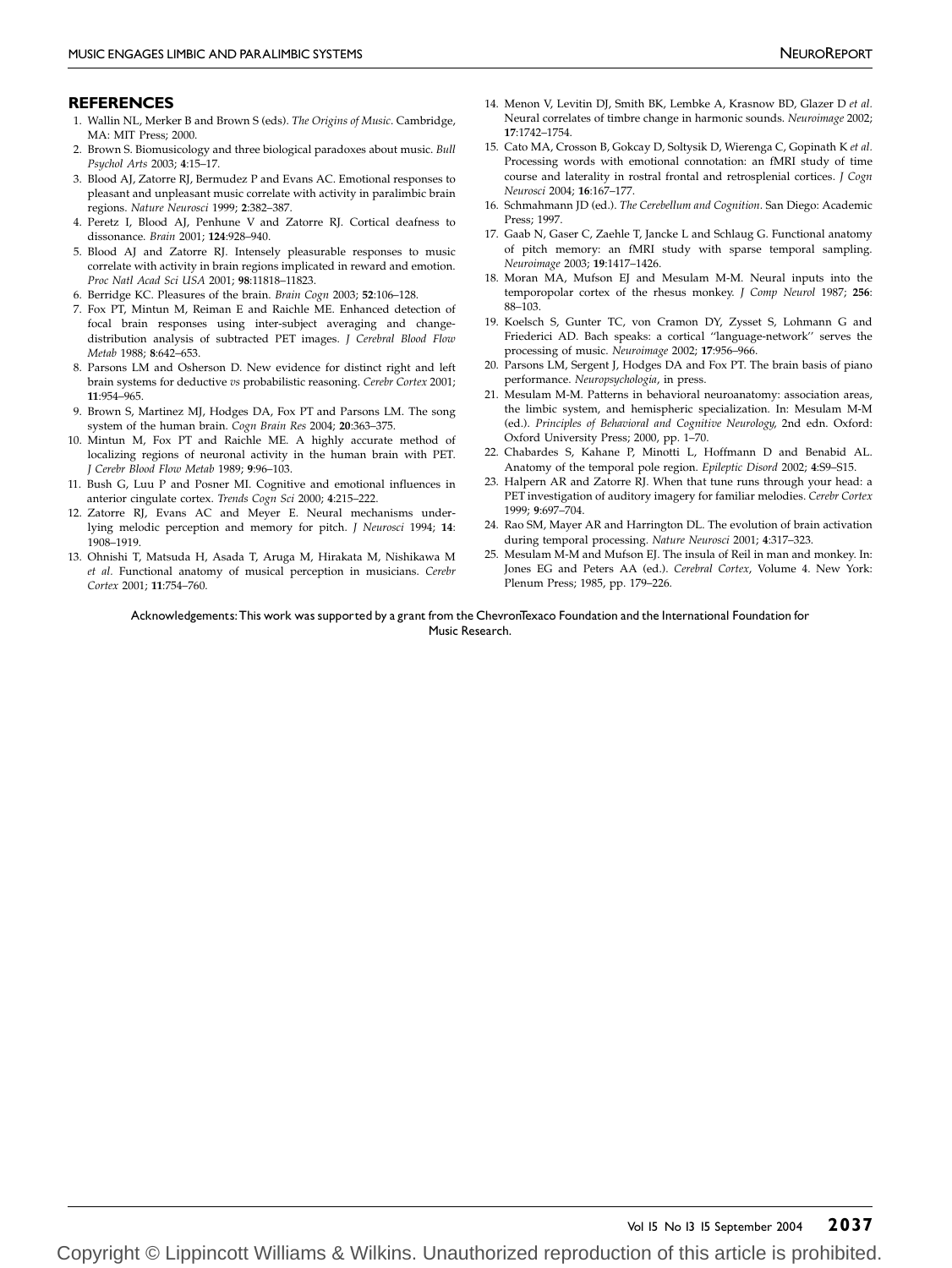## REFERENCES

1. Wallin NL, Merker B and Brown S (eds). *The Origins of Music*. Cambridge, MA: MIT Press; 2000.
2. Brown S. Biomusicology and three biological paradoxes about music. *Bull Psychol Arts* 2003; **4**:15–17.
3. Blood AJ, Zatorre RJ, Bermudez P and Evans AC. Emotional responses to pleasant and unpleasant music correlate with activity in paralimbic brain regions. *Nature Neurosci* 1999; **2**:382–387.
4. Peretz I, Blood AJ, Penhune V and Zatorre RJ. Cortical deafness to dissonance. *Brain* 2001; **124**:928–940.
5. Blood AJ and Zatorre RJ. Intensely pleasurable responses to music correlate with activity in brain regions implicated in reward and emotion. *Proc Natl Acad Sci USA* 2001; **98**:11818–11823.
6. Berridge KC. Pleasures of the brain. *Brain Cogn* 2003; **52**:106–128.
7. Fox PT, Mintun M, Reiman E and Raichle ME. Enhanced detection of focal brain responses using inter-subject averaging and change-distribution analysis of subtracted PET images. *J Cerebral Blood Flow Metab* 1988; **8**:642–653.
8. Parsons LM and Osherson D. New evidence for distinct right and left brain systems for deductive *vs* probabilistic reasoning. *Cerebr Cortex* 2001; **11**:954–965.
9. Brown S, Martinez MJ, Hodges DA, Fox PT and Parsons LM. The song system of the human brain. *Cogn Brain Res* 2004; **20**:363–375.
10. Mintun M, Fox PT and Raichle ME. A highly accurate method of localizing regions of neuronal activity in the human brain with PET. *J Cerebr Blood Flow Metab* 1989; **9**:96–103.
11. Bush G, Luu P and Posner MI. Cognitive and emotional influences in anterior cingulate cortex. *Trends Cogn Sci* 2000; **4**:215–222.
12. Zatorre RJ, Evans AC and Meyer E. Neural mechanisms underlying melodic perception and memory for pitch. *J Neurosci* 1994; **14**: 1908–1919.
13. Ohnishi T, Matsuda H, Asada T, Aruga M, Hirakata M, Nishikawa M *et al*. Functional anatomy of musical perception in musicians. *Cerebr Cortex* 2001; **11**:754–760.
14. Menon V, Levitin DJ, Smith BK, Lembke A, Krasnow BD, Glazer D *et al*. Neural correlates of timbre change in harmonic sounds. *Neuroimage* 2002; **17**:1742–1754.
15. Cato MA, Crosson B, Gokcay D, Soltysik D, Wierenga C, Gopinath K *et al*. Processing words with emotional connotation: an fMRI study of time course and laterality in rostral frontal and retrosplenial cortices. *J Cogn Neurosci* 2004; **16**:167–177.
16. Schmahmann JD (ed.). *The Cerebellum and Cognition*. San Diego: Academic Press; 1997.
17. Gaab N, Gaser C, Zaehle T, Jancke L and Schlaug G. Functional anatomy of pitch memory: an fMRI study with sparse temporal sampling. *Neuroimage* 2003; **19**:1417–1426.
18. Moran MA, Mufson EJ and Mesulam M-M. Neural inputs into the temporopolar cortex of the rhesus monkey. *J Comp Neurol* 1987; **256**: 88–103.
19. Koelsch S, Gunter TC, von Cramon DY, Zysset S, Lohmann G and Friederici AD. Bach speaks: a cortical ''language-network'' serves the processing of music. *Neuroimage* 2002; **17**:956–966.
20. Parsons LM, Sergent J, Hodges DA and Fox PT. The brain basis of piano performance. *Neuropsychologia*, in press.
21. Mesulam M-M. Patterns in behavioral neuroanatomy: association areas, the limbic system, and hemispheric specialization. In: Mesulam M-M (ed.). *Principles of Behavioral and Cognitive Neurology*, 2nd edn. Oxford: Oxford University Press; 2000, pp. 1–70.
22. Chabardes S, Kahane P, Minotti L, Hoffmann D and Benabid AL. Anatomy of the temporal pole region. *Epileptic Disord* 2002; **4**:S9–S15.
23. Halpern AR and Zatorre RJ. When that tune runs through your head: a PET investigation of auditory imagery for familiar melodies. *Cerebr Cortex* 1999; **9**:697–704.
24. Rao SM, Mayer AR and Harrington DL. The evolution of brain activation during temporal processing. *Nature Neurosci* 2001; **4**:317–323.
25. Mesulam M-M and Mufson EJ. The insula of Reil in man and monkey. In: Jones EG and Peters AA (ed.). *Cerebral Cortex*, Volume 4. New York: Plenum Press; 1985, pp. 179–226.

Acknowledgements: This work was supported by a grant from the ChevronTexaco Foundation and the International Foundation for Music Research.